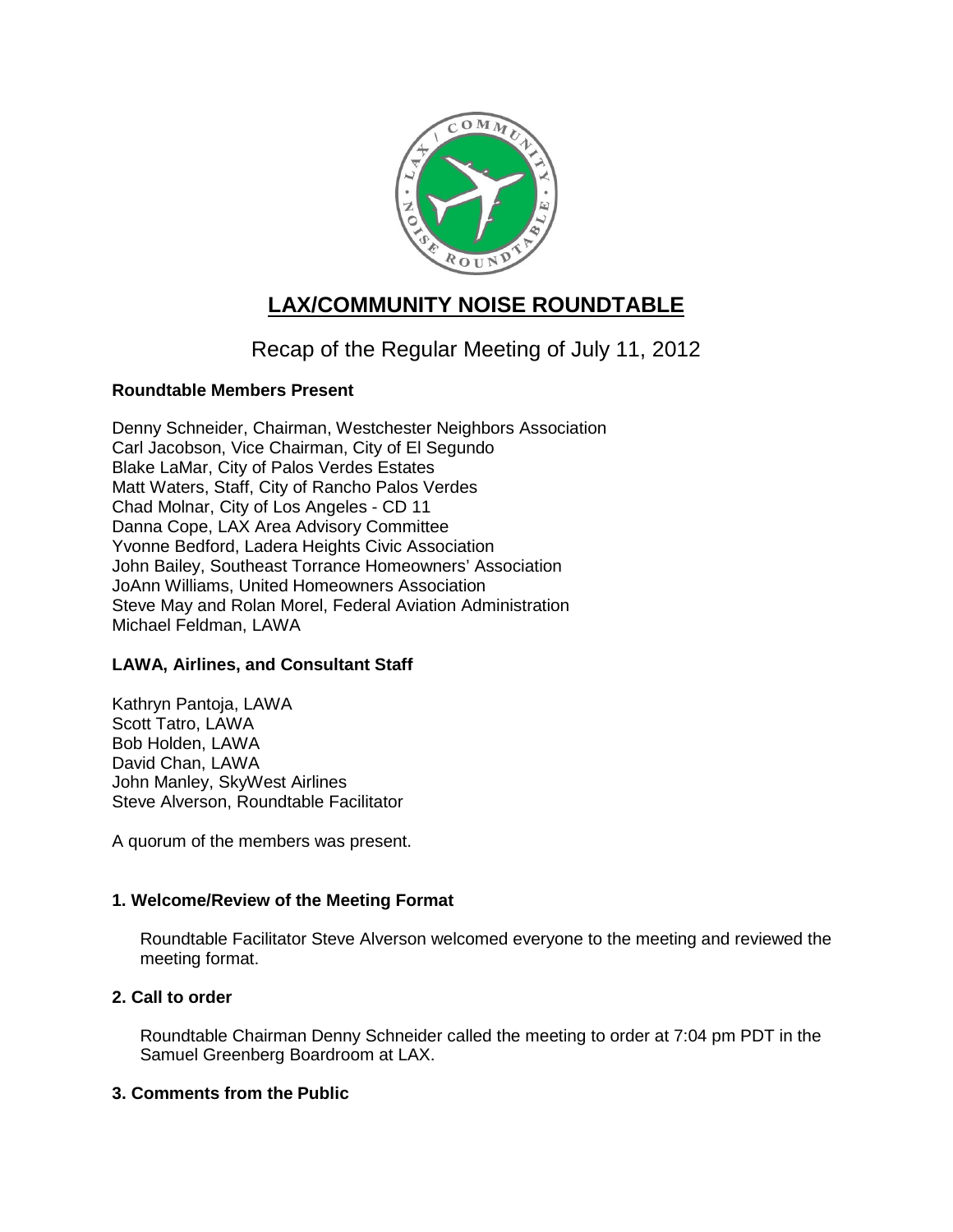# LAX/COMMUNITY NOISE ROUNDTABLE

## Recap of the Regular Meeting of July 11, 2012

**Roundtable Members Present**

Denny Schneider, Chairman, Westchester Neighbors Association
Carl Jacobson, Vice Chairman, City of El Segundo
Blake LaMar, City of Palos Verdes Estates
Matt Waters, Staff, City of Rancho Palos Verdes
Chad Molnar, City of Los Angeles - CD 11
Danna Cope, LAX Area Advisory Committee
Yvonne Bedford, Ladera Heights Civic Association
John Bailey, Southeast Torrance Homeowners' Association
JoAnn Williams, United Homeowners Association
Steve May and Rolan Morel, Federal Aviation Administration
Michael Feldman, LAWA

**LAWA, Airlines, and Consultant Staff**

Kathryn Pantoja, LAWA
Scott Tatro, LAWA
Bob Holden, LAWA
David Chan, LAWA
John Manley, SkyWest Airlines
Steve Alverson, Roundtable Facilitator

A quorum of the members was present.

### 1. Welcome/Review of the Meeting Format

Roundtable Facilitator Steve Alverson welcomed everyone to the meeting and reviewed the meeting format.

### 2. Call to order

Roundtable Chairman Denny Schneider called the meeting to order at 7:04 pm PDT in the Samuel Greenberg Boardroom at LAX.

### 3. Comments from the Public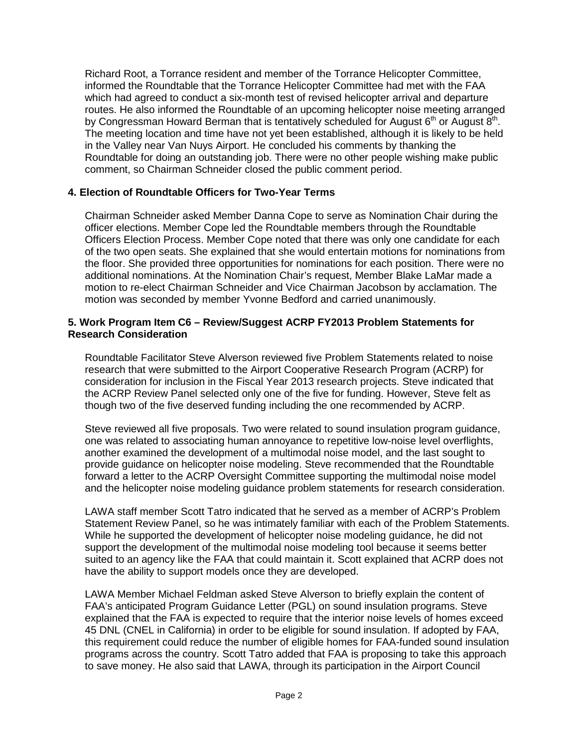Richard Root, a Torrance resident and member of the Torrance Helicopter Committee, informed the Roundtable that the Torrance Helicopter Committee had met with the FAA which had agreed to conduct a six-month test of revised helicopter arrival and departure routes. He also informed the Roundtable of an upcoming helicopter noise meeting arranged by Congressman Howard Berman that is tentatively scheduled for August 6th or August 8th. The meeting location and time have not yet been established, although it is likely to be held in the Valley near Van Nuys Airport. He concluded his comments by thanking the Roundtable for doing an outstanding job. There were no other people wishing make public comment, so Chairman Schneider closed the public comment period.

**4. Election of Roundtable Officers for Two-Year Terms**

Chairman Schneider asked Member Danna Cope to serve as Nomination Chair during the officer elections. Member Cope led the Roundtable members through the Roundtable Officers Election Process. Member Cope noted that there was only one candidate for each of the two open seats. She explained that she would entertain motions for nominations from the floor. She provided three opportunities for nominations for each position. There were no additional nominations. At the Nomination Chair's request, Member Blake LaMar made a motion to re-elect Chairman Schneider and Vice Chairman Jacobson by acclamation. The motion was seconded by member Yvonne Bedford and carried unanimously.

**5. Work Program Item C6 – Review/Suggest ACRP FY2013 Problem Statements for Research Consideration**

Roundtable Facilitator Steve Alverson reviewed five Problem Statements related to noise research that were submitted to the Airport Cooperative Research Program (ACRP) for consideration for inclusion in the Fiscal Year 2013 research projects. Steve indicated that the ACRP Review Panel selected only one of the five for funding. However, Steve felt as though two of the five deserved funding including the one recommended by ACRP.

Steve reviewed all five proposals. Two were related to sound insulation program guidance, one was related to associating human annoyance to repetitive low-noise level overflights, another examined the development of a multimodal noise model, and the last sought to provide guidance on helicopter noise modeling. Steve recommended that the Roundtable forward a letter to the ACRP Oversight Committee supporting the multimodal noise model and the helicopter noise modeling guidance problem statements for research consideration.

LAWA staff member Scott Tatro indicated that he served as a member of ACRP's Problem Statement Review Panel, so he was intimately familiar with each of the Problem Statements. While he supported the development of helicopter noise modeling guidance, he did not support the development of the multimodal noise modeling tool because it seems better suited to an agency like the FAA that could maintain it. Scott explained that ACRP does not have the ability to support models once they are developed.

LAWA Member Michael Feldman asked Steve Alverson to briefly explain the content of FAA's anticipated Program Guidance Letter (PGL) on sound insulation programs. Steve explained that the FAA is expected to require that the interior noise levels of homes exceed 45 DNL (CNEL in California) in order to be eligible for sound insulation. If adopted by FAA, this requirement could reduce the number of eligible homes for FAA-funded sound insulation programs across the country. Scott Tatro added that FAA is proposing to take this approach to save money. He also said that LAWA, through its participation in the Airport Council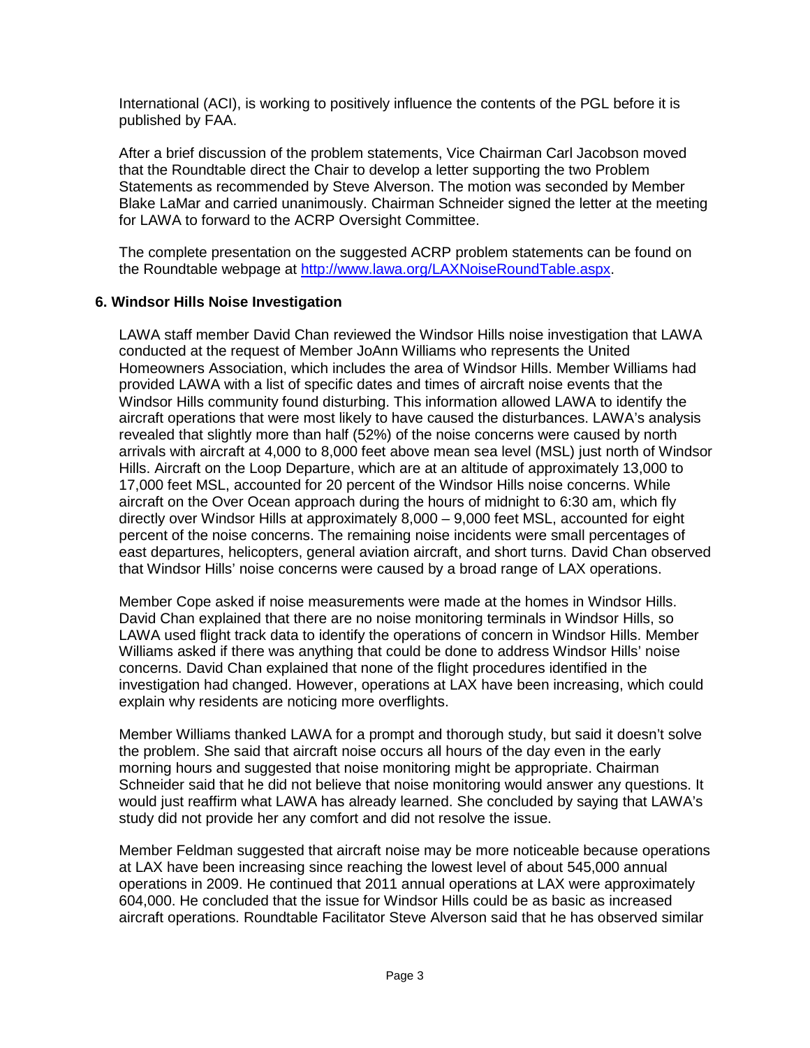International (ACI), is working to positively influence the contents of the PGL before it is published by FAA.

After a brief discussion of the problem statements, Vice Chairman Carl Jacobson moved that the Roundtable direct the Chair to develop a letter supporting the two Problem Statements as recommended by Steve Alverson. The motion was seconded by Member Blake LaMar and carried unanimously. Chairman Schneider signed the letter at the meeting for LAWA to forward to the ACRP Oversight Committee.

The complete presentation on the suggested ACRP problem statements can be found on the Roundtable webpage at [http://www.lawa.org/LAXNoiseRoundTable.aspx](http://www.lawa.org/LAXNoiseRoundTable.aspx).

### 6. Windsor Hills Noise Investigation

LAWA staff member David Chan reviewed the Windsor Hills noise investigation that LAWA conducted at the request of Member JoAnn Williams who represents the United Homeowners Association, which includes the area of Windsor Hills. Member Williams had provided LAWA with a list of specific dates and times of aircraft noise events that the Windsor Hills community found disturbing. This information allowed LAWA to identify the aircraft operations that were most likely to have caused the disturbances. LAWA's analysis revealed that slightly more than half (52%) of the noise concerns were caused by north arrivals with aircraft at 4,000 to 8,000 feet above mean sea level (MSL) just north of Windsor Hills. Aircraft on the Loop Departure, which are at an altitude of approximately 13,000 to 17,000 feet MSL, accounted for 20 percent of the Windsor Hills noise concerns. While aircraft on the Over Ocean approach during the hours of midnight to 6:30 am, which fly directly over Windsor Hills at approximately 8,000 – 9,000 feet MSL, accounted for eight percent of the noise concerns. The remaining noise incidents were small percentages of east departures, helicopters, general aviation aircraft, and short turns. David Chan observed that Windsor Hills' noise concerns were caused by a broad range of LAX operations.

Member Cope asked if noise measurements were made at the homes in Windsor Hills. David Chan explained that there are no noise monitoring terminals in Windsor Hills, so LAWA used flight track data to identify the operations of concern in Windsor Hills. Member Williams asked if there was anything that could be done to address Windsor Hills' noise concerns. David Chan explained that none of the flight procedures identified in the investigation had changed. However, operations at LAX have been increasing, which could explain why residents are noticing more overflights.

Member Williams thanked LAWA for a prompt and thorough study, but said it doesn't solve the problem. She said that aircraft noise occurs all hours of the day even in the early morning hours and suggested that noise monitoring might be appropriate. Chairman Schneider said that he did not believe that noise monitoring would answer any questions. It would just reaffirm what LAWA has already learned. She concluded by saying that LAWA's study did not provide her any comfort and did not resolve the issue.

Member Feldman suggested that aircraft noise may be more noticeable because operations at LAX have been increasing since reaching the lowest level of about 545,000 annual operations in 2009. He continued that 2011 annual operations at LAX were approximately 604,000. He concluded that the issue for Windsor Hills could be as basic as increased aircraft operations. Roundtable Facilitator Steve Alverson said that he has observed similar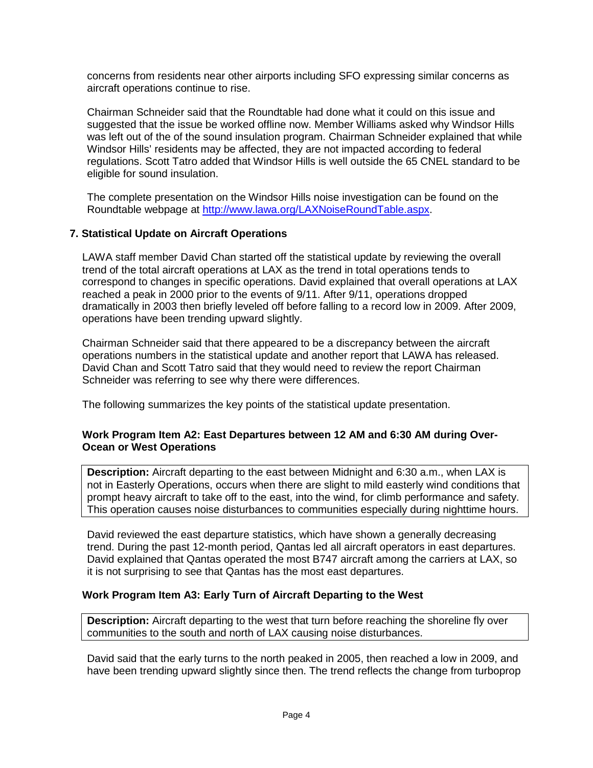concerns from residents near other airports including SFO expressing similar concerns as aircraft operations continue to rise.

Chairman Schneider said that the Roundtable had done what it could on this issue and suggested that the issue be worked offline now. Member Williams asked why Windsor Hills was left out of the of the sound insulation program. Chairman Schneider explained that while Windsor Hills' residents may be affected, they are not impacted according to federal regulations. Scott Tatro added that Windsor Hills is well outside the 65 CNEL standard to be eligible for sound insulation.

The complete presentation on the Windsor Hills noise investigation can be found on the Roundtable webpage at http://www.lawa.org/LAXNoiseRoundTable.aspx.

### 7. Statistical Update on Aircraft Operations

LAWA staff member David Chan started off the statistical update by reviewing the overall trend of the total aircraft operations at LAX as the trend in total operations tends to correspond to changes in specific operations. David explained that overall operations at LAX reached a peak in 2000 prior to the events of 9/11. After 9/11, operations dropped dramatically in 2003 then briefly leveled off before falling to a record low in 2009. After 2009, operations have been trending upward slightly.

Chairman Schneider said that there appeared to be a discrepancy between the aircraft operations numbers in the statistical update and another report that LAWA has released. David Chan and Scott Tatro said that they would need to review the report Chairman Schneider was referring to see why there were differences.

The following summarizes the key points of the statistical update presentation.

#### Work Program Item A2: East Departures between 12 AM and 6:30 AM during Over-Ocean or West Operations

**Description:** Aircraft departing to the east between Midnight and 6:30 a.m., when LAX is not in Easterly Operations, occurs when there are slight to mild easterly wind conditions that prompt heavy aircraft to take off to the east, into the wind, for climb performance and safety. This operation causes noise disturbances to communities especially during nighttime hours.

David reviewed the east departure statistics, which have shown a generally decreasing trend. During the past 12-month period, Qantas led all aircraft operators in east departures. David explained that Qantas operated the most B747 aircraft among the carriers at LAX, so it is not surprising to see that Qantas has the most east departures.

#### Work Program Item A3: Early Turn of Aircraft Departing to the West

**Description:** Aircraft departing to the west that turn before reaching the shoreline fly over communities to the south and north of LAX causing noise disturbances.

David said that the early turns to the north peaked in 2005, then reached a low in 2009, and have been trending upward slightly since then. The trend reflects the change from turboprop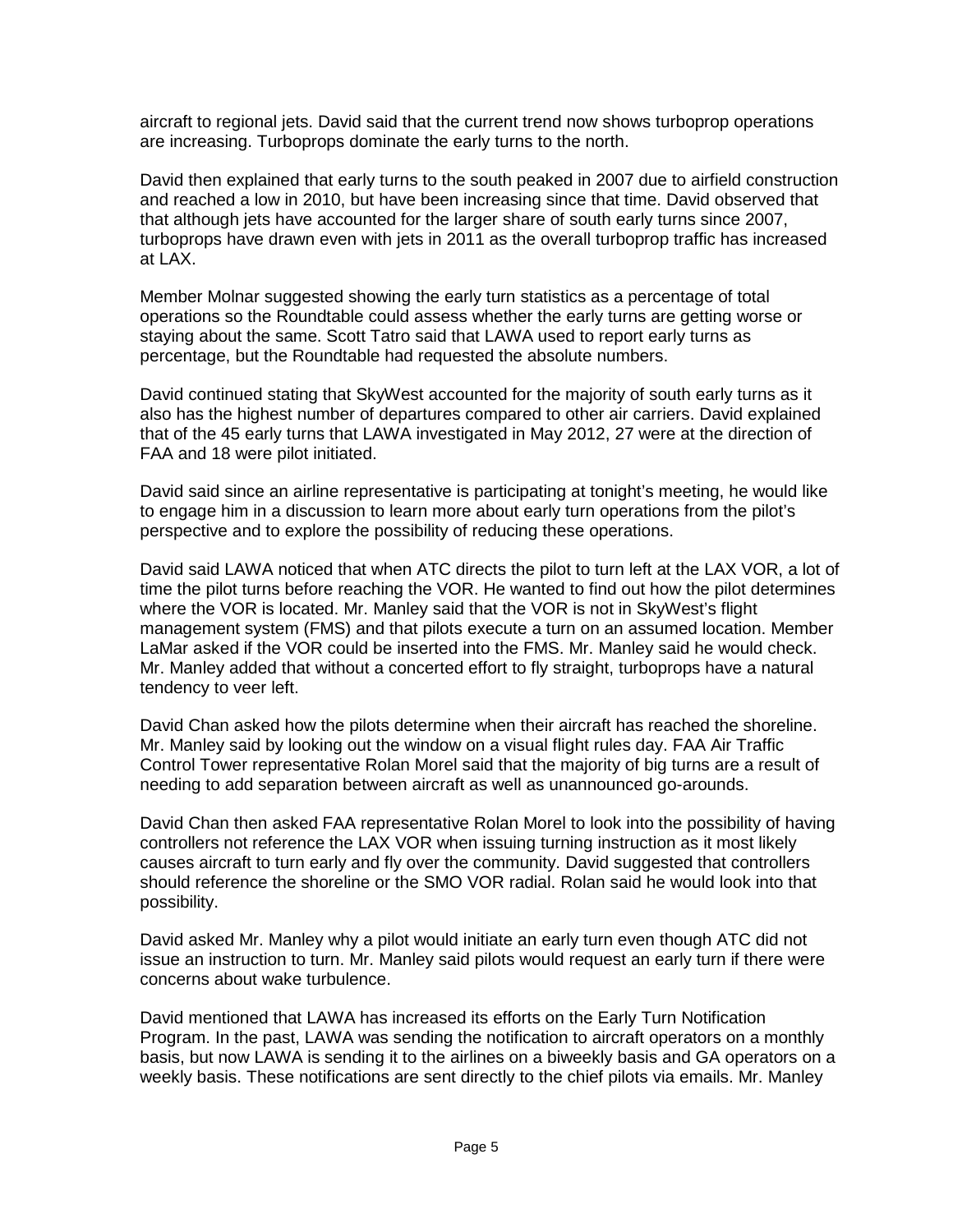aircraft to regional jets. David said that the current trend now shows turboprop operations are increasing. Turboprops dominate the early turns to the north.

David then explained that early turns to the south peaked in 2007 due to airfield construction and reached a low in 2010, but have been increasing since that time. David observed that that although jets have accounted for the larger share of south early turns since 2007, turboprops have drawn even with jets in 2011 as the overall turboprop traffic has increased at LAX.

Member Molnar suggested showing the early turn statistics as a percentage of total operations so the Roundtable could assess whether the early turns are getting worse or staying about the same. Scott Tatro said that LAWA used to report early turns as percentage, but the Roundtable had requested the absolute numbers.

David continued stating that SkyWest accounted for the majority of south early turns as it also has the highest number of departures compared to other air carriers. David explained that of the 45 early turns that LAWA investigated in May 2012, 27 were at the direction of FAA and 18 were pilot initiated.

David said since an airline representative is participating at tonight's meeting, he would like to engage him in a discussion to learn more about early turn operations from the pilot's perspective and to explore the possibility of reducing these operations.

David said LAWA noticed that when ATC directs the pilot to turn left at the LAX VOR, a lot of time the pilot turns before reaching the VOR. He wanted to find out how the pilot determines where the VOR is located. Mr. Manley said that the VOR is not in SkyWest's flight management system (FMS) and that pilots execute a turn on an assumed location. Member LaMar asked if the VOR could be inserted into the FMS. Mr. Manley said he would check. Mr. Manley added that without a concerted effort to fly straight, turboprops have a natural tendency to veer left.

David Chan asked how the pilots determine when their aircraft has reached the shoreline. Mr. Manley said by looking out the window on a visual flight rules day. FAA Air Traffic Control Tower representative Rolan Morel said that the majority of big turns are a result of needing to add separation between aircraft as well as unannounced go-arounds.

David Chan then asked FAA representative Rolan Morel to look into the possibility of having controllers not reference the LAX VOR when issuing turning instruction as it most likely causes aircraft to turn early and fly over the community. David suggested that controllers should reference the shoreline or the SMO VOR radial. Rolan said he would look into that possibility.

David asked Mr. Manley why a pilot would initiate an early turn even though ATC did not issue an instruction to turn. Mr. Manley said pilots would request an early turn if there were concerns about wake turbulence.

David mentioned that LAWA has increased its efforts on the Early Turn Notification Program. In the past, LAWA was sending the notification to aircraft operators on a monthly basis, but now LAWA is sending it to the airlines on a biweekly basis and GA operators on a weekly basis. These notifications are sent directly to the chief pilots via emails. Mr. Manley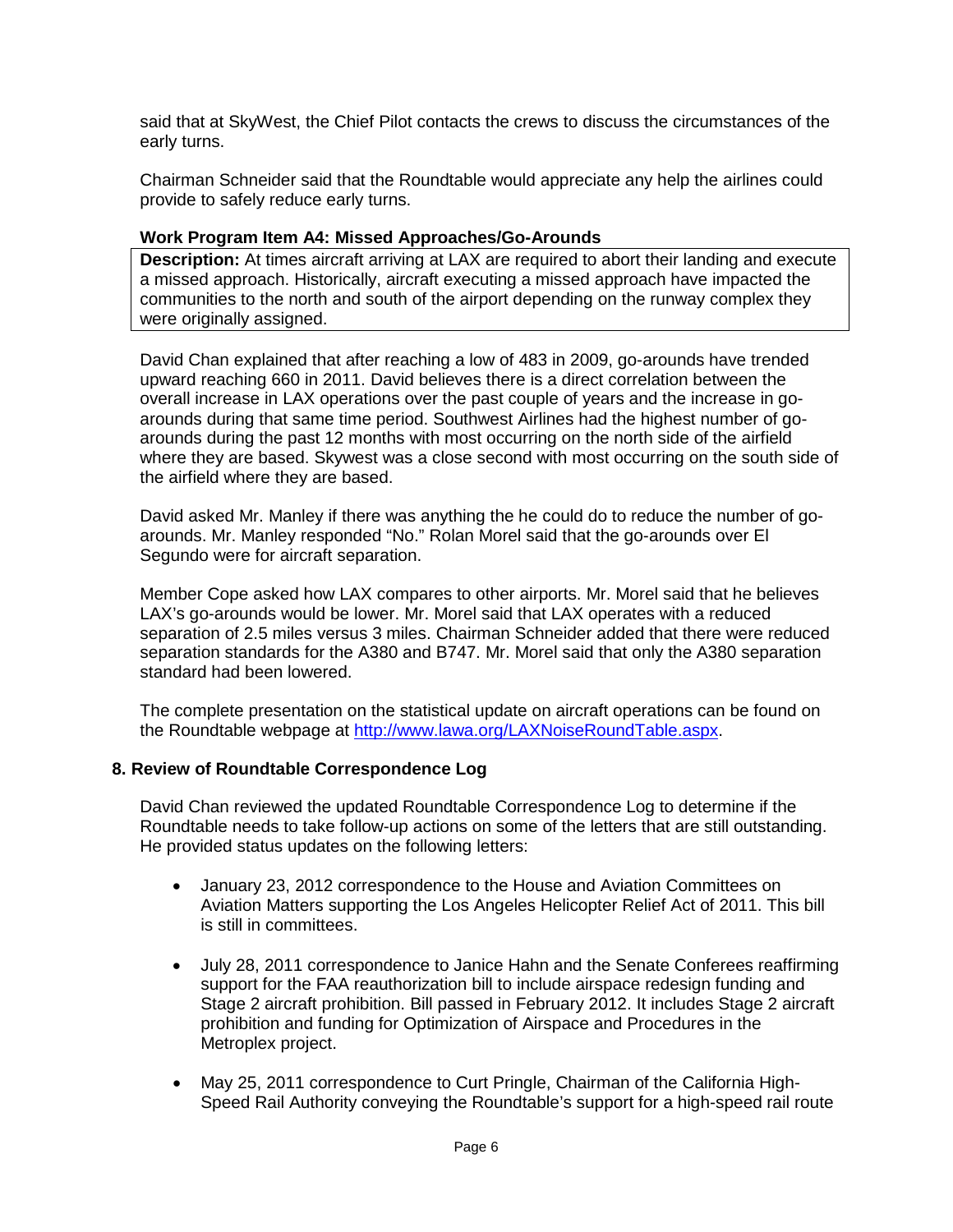said that at SkyWest, the Chief Pilot contacts the crews to discuss the circumstances of the early turns.

Chairman Schneider said that the Roundtable would appreciate any help the airlines could provide to safely reduce early turns.

**Work Program Item A4: Missed Approaches/Go-Arounds**

**Description:** At times aircraft arriving at LAX are required to abort their landing and execute a missed approach. Historically, aircraft executing a missed approach have impacted the communities to the north and south of the airport depending on the runway complex they were originally assigned.

David Chan explained that after reaching a low of 483 in 2009, go-arounds have trended upward reaching 660 in 2011. David believes there is a direct correlation between the overall increase in LAX operations over the past couple of years and the increase in go-arounds during that same time period. Southwest Airlines had the highest number of go-arounds during the past 12 months with most occurring on the north side of the airfield where they are based. Skywest was a close second with most occurring on the south side of the airfield where they are based.

David asked Mr. Manley if there was anything the he could do to reduce the number of go-arounds. Mr. Manley responded "No." Rolan Morel said that the go-arounds over El Segundo were for aircraft separation.

Member Cope asked how LAX compares to other airports. Mr. Morel said that he believes LAX's go-arounds would be lower. Mr. Morel said that LAX operates with a reduced separation of 2.5 miles versus 3 miles. Chairman Schneider added that there were reduced separation standards for the A380 and B747. Mr. Morel said that only the A380 separation standard had been lowered.

The complete presentation on the statistical update on aircraft operations can be found on the Roundtable webpage at http://www.lawa.org/LAXNoiseRoundTable.aspx.

## 8. Review of Roundtable Correspondence Log

David Chan reviewed the updated Roundtable Correspondence Log to determine if the Roundtable needs to take follow-up actions on some of the letters that are still outstanding. He provided status updates on the following letters:

- January 23, 2012 correspondence to the House and Aviation Committees on Aviation Matters supporting the Los Angeles Helicopter Relief Act of 2011. This bill is still in committees.
- July 28, 2011 correspondence to Janice Hahn and the Senate Conferees reaffirming support for the FAA reauthorization bill to include airspace redesign funding and Stage 2 aircraft prohibition. Bill passed in February 2012. It includes Stage 2 aircraft prohibition and funding for Optimization of Airspace and Procedures in the Metroplex project.
- May 25, 2011 correspondence to Curt Pringle, Chairman of the California High-Speed Rail Authority conveying the Roundtable's support for a high-speed rail route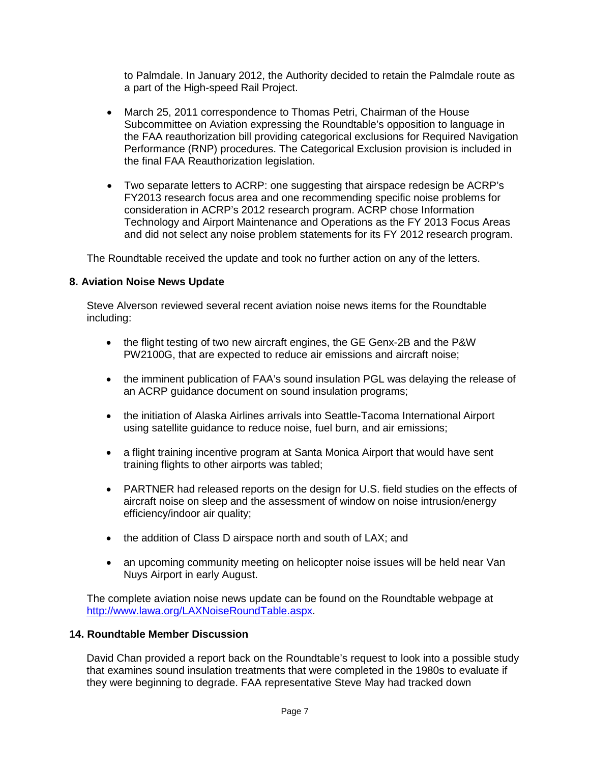to Palmdale. In January 2012, the Authority decided to retain the Palmdale route as a part of the High-speed Rail Project.

- March 25, 2011 correspondence to Thomas Petri, Chairman of the House Subcommittee on Aviation expressing the Roundtable's opposition to language in the FAA reauthorization bill providing categorical exclusions for Required Navigation Performance (RNP) procedures. The Categorical Exclusion provision is included in the final FAA Reauthorization legislation.

- Two separate letters to ACRP: one suggesting that airspace redesign be ACRP's FY2013 research focus area and one recommending specific noise problems for consideration in ACRP's 2012 research program. ACRP chose Information Technology and Airport Maintenance and Operations as the FY 2013 Focus Areas and did not select any noise problem statements for its FY 2012 research program.

The Roundtable received the update and took no further action on any of the letters.

**8. Aviation Noise News Update**

Steve Alverson reviewed several recent aviation noise news items for the Roundtable including:

- the flight testing of two new aircraft engines, the GE Genx-2B and the P&W PW2100G, that are expected to reduce air emissions and aircraft noise;

- the imminent publication of FAA's sound insulation PGL was delaying the release of an ACRP guidance document on sound insulation programs;

- the initiation of Alaska Airlines arrivals into Seattle-Tacoma International Airport using satellite guidance to reduce noise, fuel burn, and air emissions;

- a flight training incentive program at Santa Monica Airport that would have sent training flights to other airports was tabled;

- PARTNER had released reports on the design for U.S. field studies on the effects of aircraft noise on sleep and the assessment of window on noise intrusion/energy efficiency/indoor air quality;

- the addition of Class D airspace north and south of LAX; and

- an upcoming community meeting on helicopter noise issues will be held near Van Nuys Airport in early August.

The complete aviation noise news update can be found on the Roundtable webpage at [http://www.lawa.org/LAXNoiseRoundTable.aspx](http://www.lawa.org/LAXNoiseRoundTable.aspx).

**14. Roundtable Member Discussion**

David Chan provided a report back on the Roundtable's request to look into a possible study that examines sound insulation treatments that were completed in the 1980s to evaluate if they were beginning to degrade. FAA representative Steve May had tracked down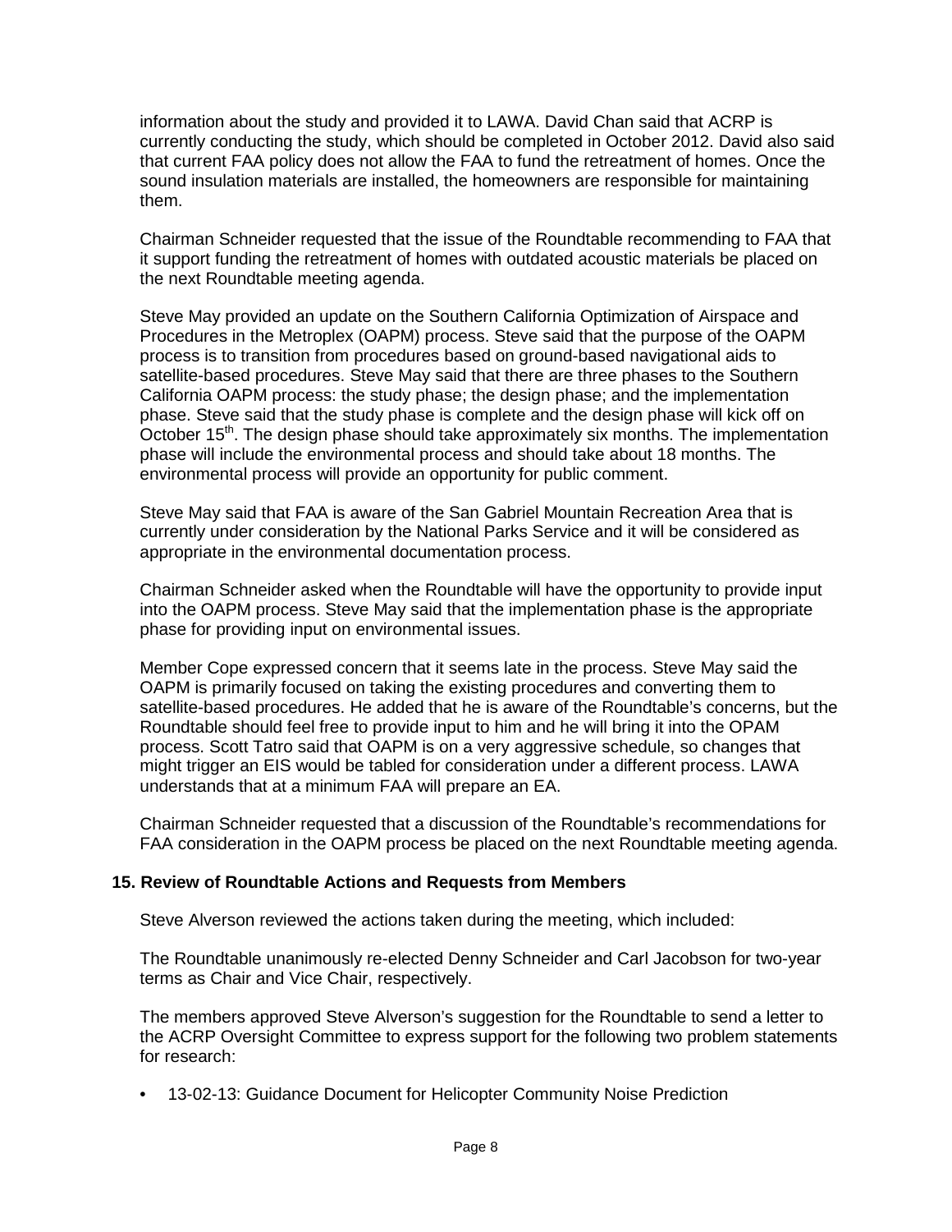information about the study and provided it to LAWA. David Chan said that ACRP is currently conducting the study, which should be completed in October 2012. David also said that current FAA policy does not allow the FAA to fund the retreatment of homes. Once the sound insulation materials are installed, the homeowners are responsible for maintaining them.

Chairman Schneider requested that the issue of the Roundtable recommending to FAA that it support funding the retreatment of homes with outdated acoustic materials be placed on the next Roundtable meeting agenda.

Steve May provided an update on the Southern California Optimization of Airspace and Procedures in the Metroplex (OAPM) process. Steve said that the purpose of the OAPM process is to transition from procedures based on ground-based navigational aids to satellite-based procedures. Steve May said that there are three phases to the Southern California OAPM process: the study phase; the design phase; and the implementation phase. Steve said that the study phase is complete and the design phase will kick off on October 15th. The design phase should take approximately six months. The implementation phase will include the environmental process and should take about 18 months. The environmental process will provide an opportunity for public comment.

Steve May said that FAA is aware of the San Gabriel Mountain Recreation Area that is currently under consideration by the National Parks Service and it will be considered as appropriate in the environmental documentation process.

Chairman Schneider asked when the Roundtable will have the opportunity to provide input into the OAPM process. Steve May said that the implementation phase is the appropriate phase for providing input on environmental issues.

Member Cope expressed concern that it seems late in the process. Steve May said the OAPM is primarily focused on taking the existing procedures and converting them to satellite-based procedures. He added that he is aware of the Roundtable's concerns, but the Roundtable should feel free to provide input to him and he will bring it into the OPAM process. Scott Tatro said that OAPM is on a very aggressive schedule, so changes that might trigger an EIS would be tabled for consideration under a different process. LAWA understands that at a minimum FAA will prepare an EA.

Chairman Schneider requested that a discussion of the Roundtable's recommendations for FAA consideration in the OAPM process be placed on the next Roundtable meeting agenda.

**15. Review of Roundtable Actions and Requests from Members**

Steve Alverson reviewed the actions taken during the meeting, which included:

The Roundtable unanimously re-elected Denny Schneider and Carl Jacobson for two-year terms as Chair and Vice Chair, respectively.

The members approved Steve Alverson's suggestion for the Roundtable to send a letter to the ACRP Oversight Committee to express support for the following two problem statements for research:

- 13-02-13: Guidance Document for Helicopter Community Noise Prediction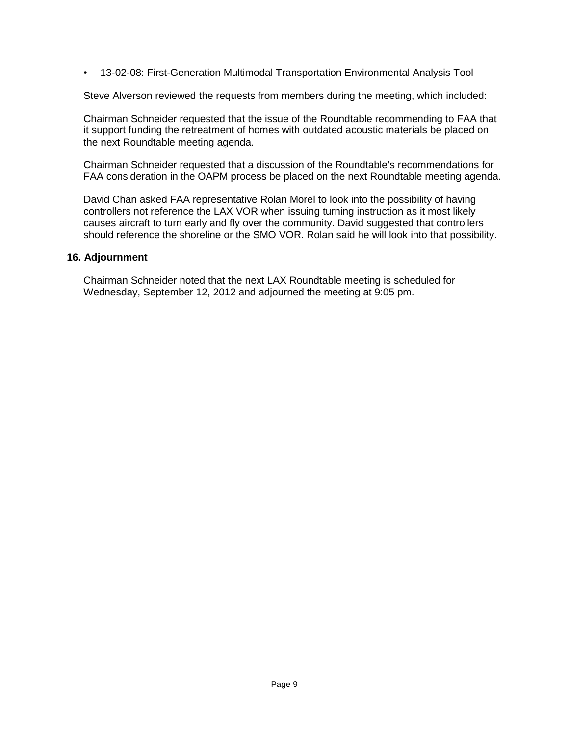- 13-02-08: First-Generation Multimodal Transportation Environmental Analysis Tool

Steve Alverson reviewed the requests from members during the meeting, which included:

Chairman Schneider requested that the issue of the Roundtable recommending to FAA that it support funding the retreatment of homes with outdated acoustic materials be placed on the next Roundtable meeting agenda.

Chairman Schneider requested that a discussion of the Roundtable's recommendations for FAA consideration in the OAPM process be placed on the next Roundtable meeting agenda.

David Chan asked FAA representative Rolan Morel to look into the possibility of having controllers not reference the LAX VOR when issuing turning instruction as it most likely causes aircraft to turn early and fly over the community. David suggested that controllers should reference the shoreline or the SMO VOR. Rolan said he will look into that possibility.

### 16. Adjournment

Chairman Schneider noted that the next LAX Roundtable meeting is scheduled for Wednesday, September 12, 2012 and adjourned the meeting at 9:05 pm.